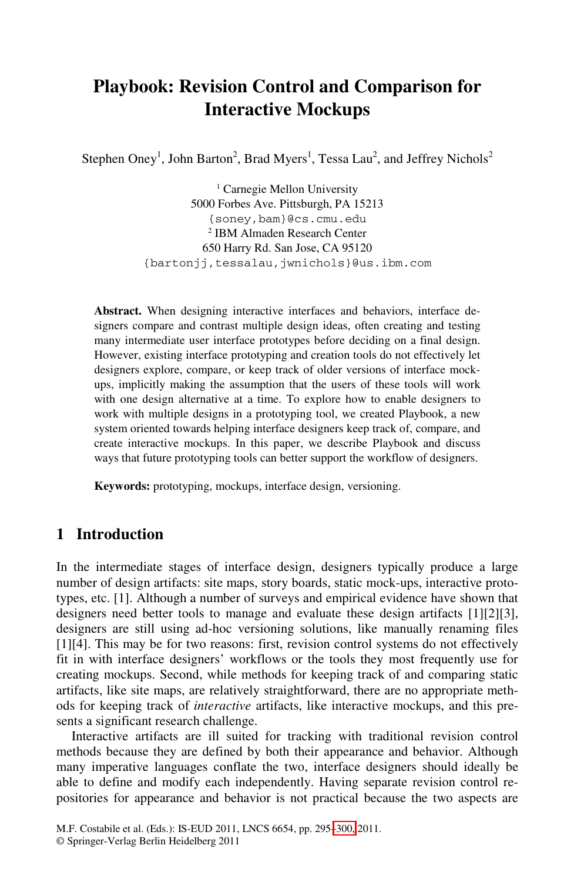# Playbook: Revision Control and Comparison for Interactive Mockups

Stephen Oney[1], John Barton[2], Brad Myers[1], Tessa Lau[2], and Jeffrey Nichols[2]

[1] Carnegie Mellon University
5000 Forbes Ave. Pittsburgh, PA 15213
{soney,bam}@cs.cmu.edu
[2] IBM Almaden Research Center
650 Harry Rd. San Jose, CA 95120
{bartonjj,tessalau,jwnichols}@us.ibm.com

**Abstract.** When designing interactive interfaces and behaviors, interface designers compare and contrast multiple design ideas, often creating and testing many intermediate user interface prototypes before deciding on a final design. However, existing interface prototyping and creation tools do not effectively let designers explore, compare, or keep track of older versions of interface mockups, implicitly making the assumption that the users of these tools will work with one design alternative at a time. To explore how to enable designers to work with multiple designs in a prototyping tool, we created Playbook, a new system oriented towards helping interface designers keep track of, compare, and create interactive mockups. In this paper, we describe Playbook and discuss ways that future prototyping tools can better support the workflow of designers.

**Keywords:** prototyping, mockups, interface design, versioning.

## 1 Introduction

In the intermediate stages of interface design, designers typically produce a large number of design artifacts: site maps, story boards, static mock-ups, interactive prototypes, etc. [1]. Although a number of surveys and empirical evidence have shown that designers need better tools to manage and evaluate these design artifacts [1][2][3], designers are still using ad-hoc versioning solutions, like manually renaming files [1][4]. This may be for two reasons: first, revision control systems do not effectively fit in with interface designers' workflows or the tools they most frequently use for creating mockups. Second, while methods for keeping track of and comparing static artifacts, like site maps, are relatively straightforward, there are no appropriate methods for keeping track of *interactive* artifacts, like interactive mockups, and this presents a significant research challenge.

Interactive artifacts are ill suited for tracking with traditional revision control methods because they are defined by both their appearance and behavior. Although many imperative languages conflate the two, interface designers should ideally be able to define and modify each independently. Having separate revision control repositories for appearance and behavior is not practical because the two aspects are

M.F. Costabile et al. (Eds.): IS-EUD 2011, LNCS 6654, pp. 295–300, 2011.
© Springer-Verlag Berlin Heidelberg 2011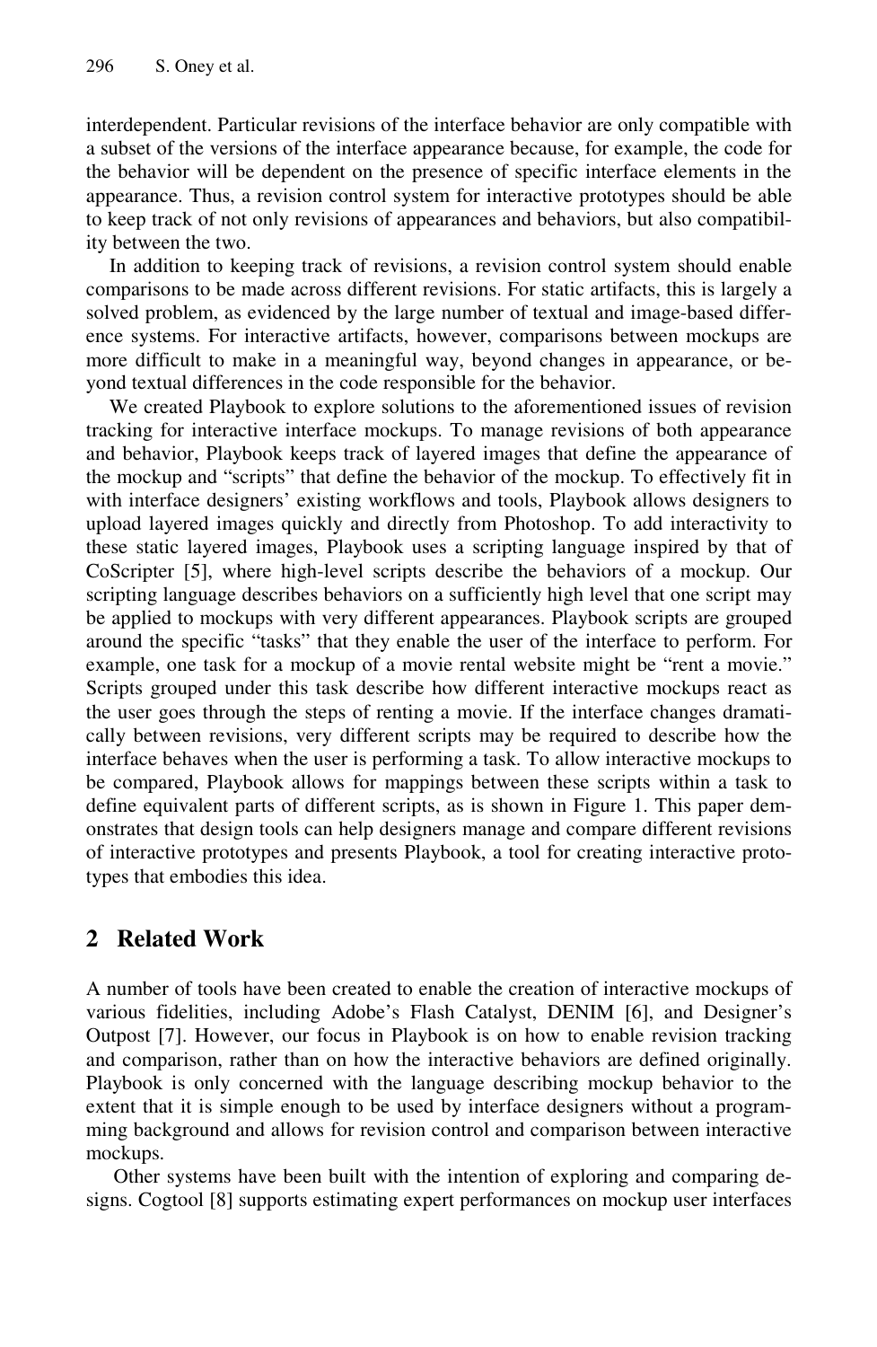interdependent. Particular revisions of the interface behavior are only compatible with a subset of the versions of the interface appearance because, for example, the code for the behavior will be dependent on the presence of specific interface elements in the appearance. Thus, a revision control system for interactive prototypes should be able to keep track of not only revisions of appearances and behaviors, but also compatibility between the two.

In addition to keeping track of revisions, a revision control system should enable comparisons to be made across different revisions. For static artifacts, this is largely a solved problem, as evidenced by the large number of textual and image-based difference systems. For interactive artifacts, however, comparisons between mockups are more difficult to make in a meaningful way, beyond changes in appearance, or beyond textual differences in the code responsible for the behavior.

We created Playbook to explore solutions to the aforementioned issues of revision tracking for interactive interface mockups. To manage revisions of both appearance and behavior, Playbook keeps track of layered images that define the appearance of the mockup and "scripts" that define the behavior of the mockup. To effectively fit in with interface designers' existing workflows and tools, Playbook allows designers to upload layered images quickly and directly from Photoshop. To add interactivity to these static layered images, Playbook uses a scripting language inspired by that of CoScripter [5], where high-level scripts describe the behaviors of a mockup. Our scripting language describes behaviors on a sufficiently high level that one script may be applied to mockups with very different appearances. Playbook scripts are grouped around the specific "tasks" that they enable the user of the interface to perform. For example, one task for a mockup of a movie rental website might be "rent a movie." Scripts grouped under this task describe how different interactive mockups react as the user goes through the steps of renting a movie. If the interface changes dramatically between revisions, very different scripts may be required to describe how the interface behaves when the user is performing a task. To allow interactive mockups to be compared, Playbook allows for mappings between these scripts within a task to define equivalent parts of different scripts, as is shown in Figure 1. This paper demonstrates that design tools can help designers manage and compare different revisions of interactive prototypes and presents Playbook, a tool for creating interactive prototypes that embodies this idea.

## 2 Related Work

A number of tools have been created to enable the creation of interactive mockups of various fidelities, including Adobe's Flash Catalyst, DENIM [6], and Designer's Outpost [7]. However, our focus in Playbook is on how to enable revision tracking and comparison, rather than on how the interactive behaviors are defined originally. Playbook is only concerned with the language describing mockup behavior to the extent that it is simple enough to be used by interface designers without a programming background and allows for revision control and comparison between interactive mockups.

Other systems have been built with the intention of exploring and comparing designs. Cogtool [8] supports estimating expert performances on mockup user interfaces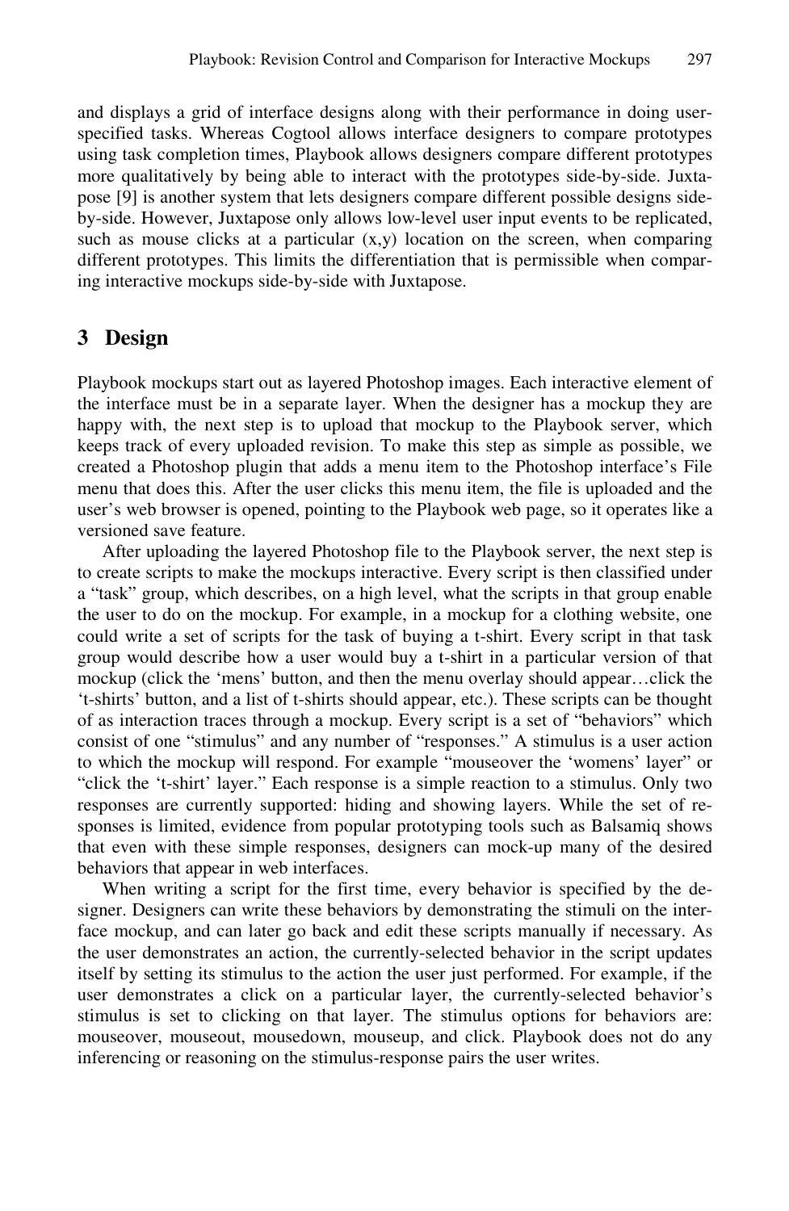and displays a grid of interface designs along with their performance in doing user-specified tasks. Whereas Cogtool allows interface designers to compare prototypes using task completion times, Playbook allows designers compare different prototypes more qualitatively by being able to interact with the prototypes side-by-side. Juxtapose [9] is another system that lets designers compare different possible designs side-by-side. However, Juxtapose only allows low-level user input events to be replicated, such as mouse clicks at a particular (x,y) location on the screen, when comparing different prototypes. This limits the differentiation that is permissible when comparing interactive mockups side-by-side with Juxtapose.

## 3 Design

Playbook mockups start out as layered Photoshop images. Each interactive element of the interface must be in a separate layer. When the designer has a mockup they are happy with, the next step is to upload that mockup to the Playbook server, which keeps track of every uploaded revision. To make this step as simple as possible, we created a Photoshop plugin that adds a menu item to the Photoshop interface's File menu that does this. After the user clicks this menu item, the file is uploaded and the user's web browser is opened, pointing to the Playbook web page, so it operates like a versioned save feature.

After uploading the layered Photoshop file to the Playbook server, the next step is to create scripts to make the mockups interactive. Every script is then classified under a "task" group, which describes, on a high level, what the scripts in that group enable the user to do on the mockup. For example, in a mockup for a clothing website, one could write a set of scripts for the task of buying a t-shirt. Every script in that task group would describe how a user would buy a t-shirt in a particular version of that mockup (click the 'mens' button, and then the menu overlay should appear…click the 't-shirts' button, and a list of t-shirts should appear, etc.). These scripts can be thought of as interaction traces through a mockup. Every script is a set of "behaviors" which consist of one "stimulus" and any number of "responses." A stimulus is a user action to which the mockup will respond. For example "mouseover the 'womens' layer" or "click the 't-shirt' layer." Each response is a simple reaction to a stimulus. Only two responses are currently supported: hiding and showing layers. While the set of responses is limited, evidence from popular prototyping tools such as Balsamiq shows that even with these simple responses, designers can mock-up many of the desired behaviors that appear in web interfaces.

When writing a script for the first time, every behavior is specified by the designer. Designers can write these behaviors by demonstrating the stimuli on the interface mockup, and can later go back and edit these scripts manually if necessary. As the user demonstrates an action, the currently-selected behavior in the script updates itself by setting its stimulus to the action the user just performed. For example, if the user demonstrates a click on a particular layer, the currently-selected behavior's stimulus is set to clicking on that layer. The stimulus options for behaviors are: mouseover, mouseout, mousedown, mouseup, and click. Playbook does not do any inferencing or reasoning on the stimulus-response pairs the user writes.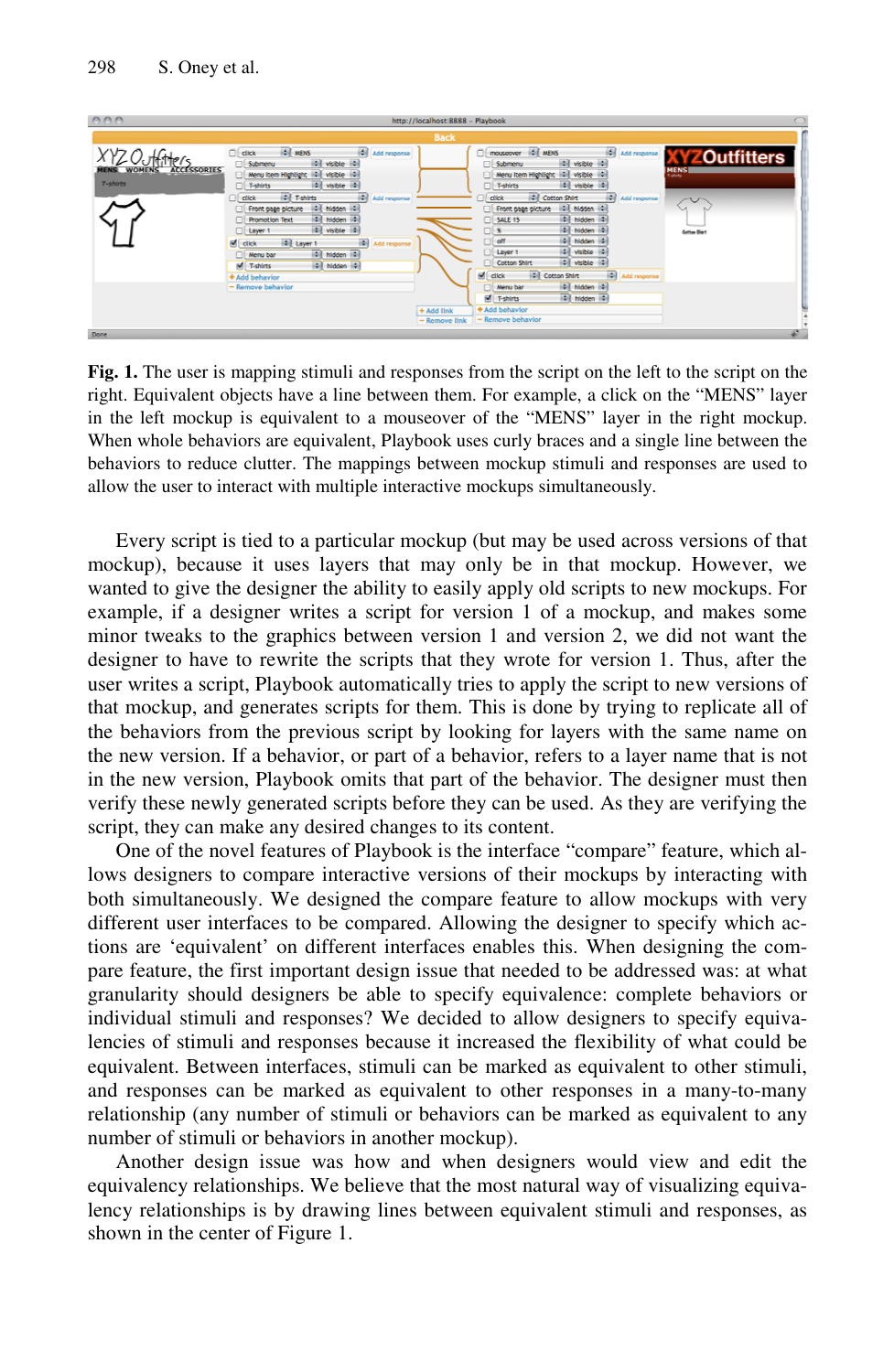**Fig. 1.** The user is mapping stimuli and responses from the script on the left to the script on the right. Equivalent objects have a line between them. For example, a click on the "MENS" layer in the left mockup is equivalent to a mouseover of the "MENS" layer in the right mockup. When whole behaviors are equivalent, Playbook uses curly braces and a single line between the behaviors to reduce clutter. The mappings between mockup stimuli and responses are used to allow the user to interact with multiple interactive mockups simultaneously.

Every script is tied to a particular mockup (but may be used across versions of that mockup), because it uses layers that may only be in that mockup. However, we wanted to give the designer the ability to easily apply old scripts to new mockups. For example, if a designer writes a script for version 1 of a mockup, and makes some minor tweaks to the graphics between version 1 and version 2, we did not want the designer to have to rewrite the scripts that they wrote for version 1. Thus, after the user writes a script, Playbook automatically tries to apply the script to new versions of that mockup, and generates scripts for them. This is done by trying to replicate all of the behaviors from the previous script by looking for layers with the same name on the new version. If a behavior, or part of a behavior, refers to a layer name that is not in the new version, Playbook omits that part of the behavior. The designer must then verify these newly generated scripts before they can be used. As they are verifying the script, they can make any desired changes to its content.

One of the novel features of Playbook is the interface "compare" feature, which allows designers to compare interactive versions of their mockups by interacting with both simultaneously. We designed the compare feature to allow mockups with very different user interfaces to be compared. Allowing the designer to specify which actions are 'equivalent' on different interfaces enables this. When designing the compare feature, the first important design issue that needed to be addressed was: at what granularity should designers be able to specify equivalence: complete behaviors or individual stimuli and responses? We decided to allow designers to specify equivalencies of stimuli and responses because it increased the flexibility of what could be equivalent. Between interfaces, stimuli can be marked as equivalent to other stimuli, and responses can be marked as equivalent to other responses in a many-to-many relationship (any number of stimuli or behaviors can be marked as equivalent to any number of stimuli or behaviors in another mockup).

Another design issue was how and when designers would view and edit the equivalency relationships. We believe that the most natural way of visualizing equivalency relationships is by drawing lines between equivalent stimuli and responses, as shown in the center of Figure 1.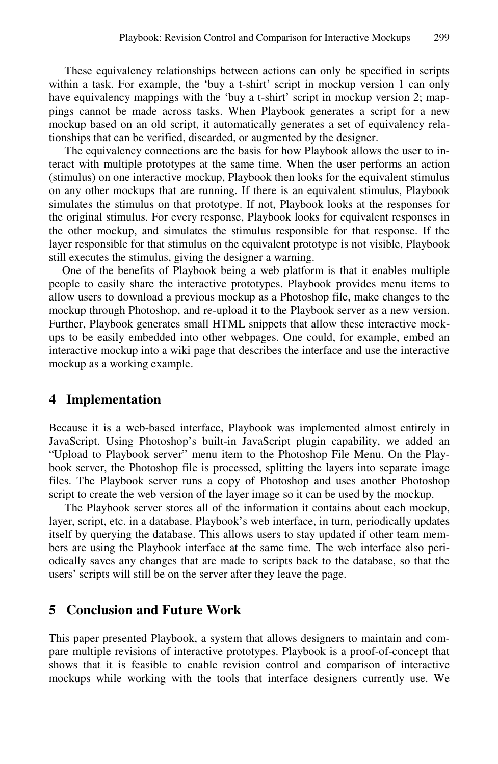These equivalency relationships between actions can only be specified in scripts within a task. For example, the 'buy a t-shirt' script in mockup version 1 can only have equivalency mappings with the 'buy a t-shirt' script in mockup version 2; mappings cannot be made across tasks. When Playbook generates a script for a new mockup based on an old script, it automatically generates a set of equivalency relationships that can be verified, discarded, or augmented by the designer.

The equivalency connections are the basis for how Playbook allows the user to interact with multiple prototypes at the same time. When the user performs an action (stimulus) on one interactive mockup, Playbook then looks for the equivalent stimulus on any other mockups that are running. If there is an equivalent stimulus, Playbook simulates the stimulus on that prototype. If not, Playbook looks at the responses for the original stimulus. For every response, Playbook looks for equivalent responses in the other mockup, and simulates the stimulus responsible for that response. If the layer responsible for that stimulus on the equivalent prototype is not visible, Playbook still executes the stimulus, giving the designer a warning.

One of the benefits of Playbook being a web platform is that it enables multiple people to easily share the interactive prototypes. Playbook provides menu items to allow users to download a previous mockup as a Photoshop file, make changes to the mockup through Photoshop, and re-upload it to the Playbook server as a new version. Further, Playbook generates small HTML snippets that allow these interactive mockups to be easily embedded into other webpages. One could, for example, embed an interactive mockup into a wiki page that describes the interface and use the interactive mockup as a working example.

## 4 Implementation

Because it is a web-based interface, Playbook was implemented almost entirely in JavaScript. Using Photoshop's built-in JavaScript plugin capability, we added an "Upload to Playbook server" menu item to the Photoshop File Menu. On the Playbook server, the Photoshop file is processed, splitting the layers into separate image files. The Playbook server runs a copy of Photoshop and uses another Photoshop script to create the web version of the layer image so it can be used by the mockup.

The Playbook server stores all of the information it contains about each mockup, layer, script, etc. in a database. Playbook's web interface, in turn, periodically updates itself by querying the database. This allows users to stay updated if other team members are using the Playbook interface at the same time. The web interface also periodically saves any changes that are made to scripts back to the database, so that the users' scripts will still be on the server after they leave the page.

## 5 Conclusion and Future Work

This paper presented Playbook, a system that allows designers to maintain and compare multiple revisions of interactive prototypes. Playbook is a proof-of-concept that shows that it is feasible to enable revision control and comparison of interactive mockups while working with the tools that interface designers currently use. We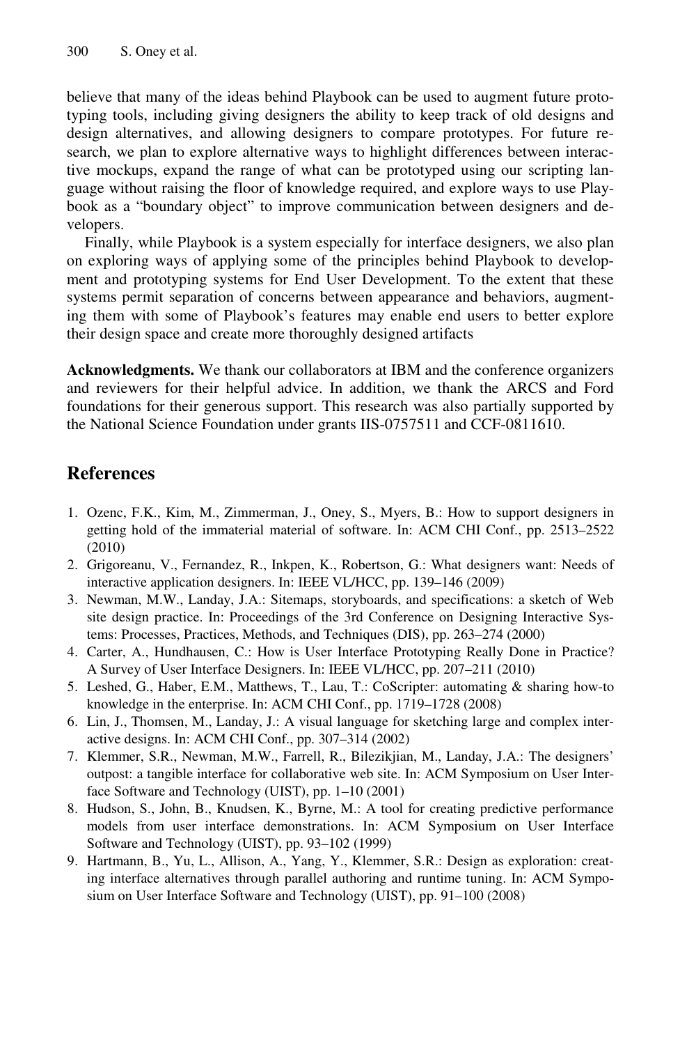believe that many of the ideas behind Playbook can be used to augment future prototyping tools, including giving designers the ability to keep track of old designs and design alternatives, and allowing designers to compare prototypes. For future research, we plan to explore alternative ways to highlight differences between interactive mockups, expand the range of what can be prototyped using our scripting language without raising the floor of knowledge required, and explore ways to use Playbook as a "boundary object" to improve communication between designers and developers.

Finally, while Playbook is a system especially for interface designers, we also plan on exploring ways of applying some of the principles behind Playbook to development and prototyping systems for End User Development. To the extent that these systems permit separation of concerns between appearance and behaviors, augmenting them with some of Playbook's features may enable end users to better explore their design space and create more thoroughly designed artifacts

**Acknowledgments.** We thank our collaborators at IBM and the conference organizers and reviewers for their helpful advice. In addition, we thank the ARCS and Ford foundations for their generous support. This research was also partially supported by the National Science Foundation under grants IIS-0757511 and CCF-0811610.

## References

1. Ozenc, F.K., Kim, M., Zimmerman, J., Oney, S., Myers, B.: How to support designers in getting hold of the immaterial material of software. In: ACM CHI Conf., pp. 2513–2522 (2010)
2. Grigoreanu, V., Fernandez, R., Inkpen, K., Robertson, G.: What designers want: Needs of interactive application designers. In: IEEE VL/HCC, pp. 139–146 (2009)
3. Newman, M.W., Landay, J.A.: Sitemaps, storyboards, and specifications: a sketch of Web site design practice. In: Proceedings of the 3rd Conference on Designing Interactive Systems: Processes, Practices, Methods, and Techniques (DIS), pp. 263–274 (2000)
4. Carter, A., Hundhausen, C.: How is User Interface Prototyping Really Done in Practice? A Survey of User Interface Designers. In: IEEE VL/HCC, pp. 207–211 (2010)
5. Leshed, G., Haber, E.M., Matthews, T., Lau, T.: CoScripter: automating & sharing how-to knowledge in the enterprise. In: ACM CHI Conf., pp. 1719–1728 (2008)
6. Lin, J., Thomsen, M., Landay, J.: A visual language for sketching large and complex interactive designs. In: ACM CHI Conf., pp. 307–314 (2002)
7. Klemmer, S.R., Newman, M.W., Farrell, R., Bilezikjian, M., Landay, J.A.: The designers' outpost: a tangible interface for collaborative web site. In: ACM Symposium on User Interface Software and Technology (UIST), pp. 1–10 (2001)
8. Hudson, S., John, B., Knudsen, K., Byrne, M.: A tool for creating predictive performance models from user interface demonstrations. In: ACM Symposium on User Interface Software and Technology (UIST), pp. 93–102 (1999)
9. Hartmann, B., Yu, L., Allison, A., Yang, Y., Klemmer, S.R.: Design as exploration: creating interface alternatives through parallel authoring and runtime tuning. In: ACM Symposium on User Interface Software and Technology (UIST), pp. 91–100 (2008)